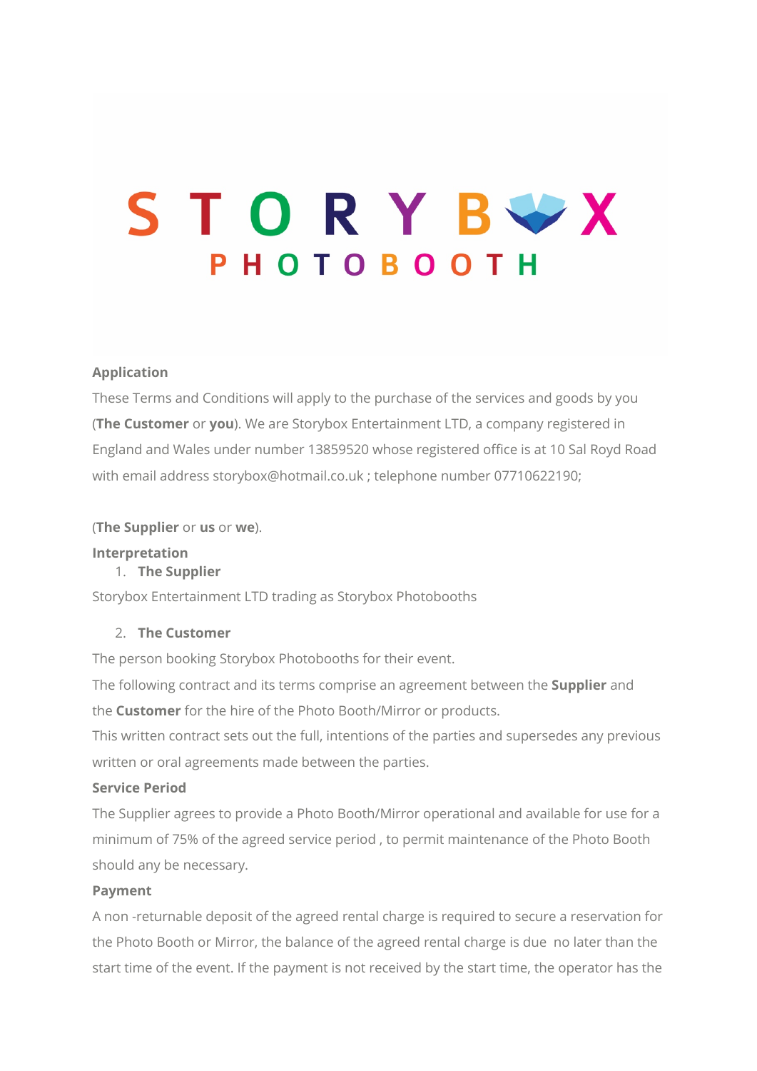# STORYBOX PHOTOBOOTH

**Application**

These Terms and Conditions will apply to the purchase of the services and goods by you (**The Customer** or **you**). We are Storybox Entertainment LTD, a company registered in England and Wales under number 13859520 whose registered office is at 10 Sal Royd Road with email address storybox@hotmail.co.uk ; telephone number 07710622190;

(**The Supplier** or **us** or **we**).

**Interpretation**

1. **The Supplier**

Storybox Entertainment LTD trading as Storybox Photobooths

2. **The Customer**

The person booking Storybox Photobooths for their event.

The following contract and its terms comprise an agreement between the **Supplier** and the **Customer** for the hire of the Photo Booth/Mirror or products.

This written contract sets out the full, intentions of the parties and supersedes any previous written or oral agreements made between the parties.

**Service Period**

The Supplier agrees to provide a Photo Booth/Mirror operational and available for use for a minimum of 75% of the agreed service period , to permit maintenance of the Photo Booth should any be necessary.

**Payment**

A non -returnable deposit of the agreed rental charge is required to secure a reservation for the Photo Booth or Mirror, the balance of the agreed rental charge is due no later than the start time of the event. If the payment is not received by the start time, the operator has the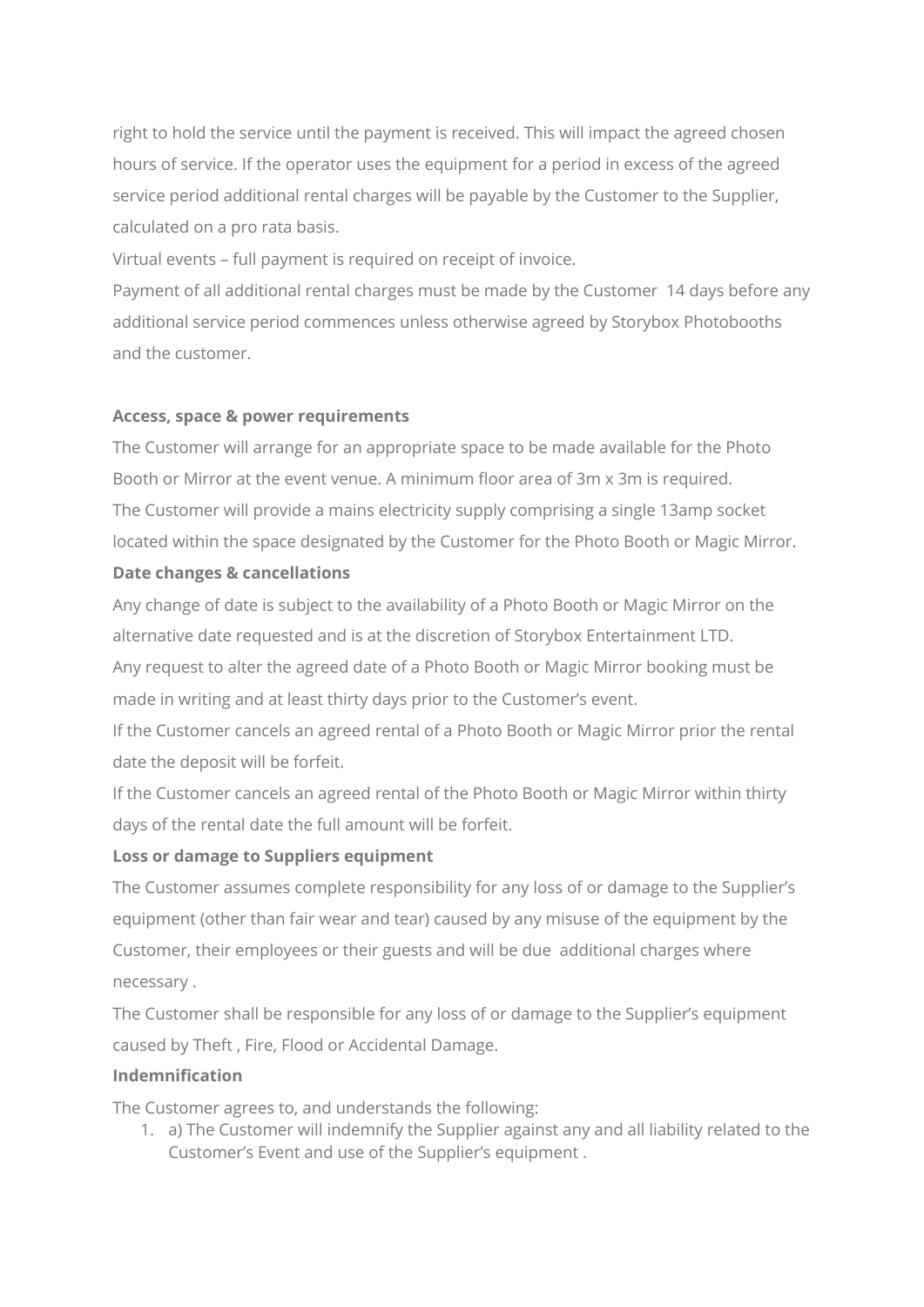right to hold the service until the payment is received. This will impact the agreed chosen hours of service. If the operator uses the equipment for a period in excess of the agreed service period additional rental charges will be payable by the Customer to the Supplier, calculated on a pro rata basis.

Virtual events – full payment is required on receipt of invoice.

Payment of all additional rental charges must be made by the Customer 14 days before any additional service period commences unless otherwise agreed by Storybox Photobooths and the customer.

**Access, space & power requirements**

The Customer will arrange for an appropriate space to be made available for the Photo Booth or Mirror at the event venue. A minimum floor area of 3m x 3m is required.

The Customer will provide a mains electricity supply comprising a single 13amp socket located within the space designated by the Customer for the Photo Booth or Magic Mirror.

**Date changes & cancellations**

Any change of date is subject to the availability of a Photo Booth or Magic Mirror on the alternative date requested and is at the discretion of Storybox Entertainment LTD.

Any request to alter the agreed date of a Photo Booth or Magic Mirror booking must be made in writing and at least thirty days prior to the Customer's event.

If the Customer cancels an agreed rental of a Photo Booth or Magic Mirror prior the rental date the deposit will be forfeit.

If the Customer cancels an agreed rental of the Photo Booth or Magic Mirror within thirty days of the rental date the full amount will be forfeit.

**Loss or damage to Suppliers equipment**

The Customer assumes complete responsibility for any loss of or damage to the Supplier's equipment (other than fair wear and tear) caused by any misuse of the equipment by the Customer, their employees or their guests and will be due additional charges where necessary .

The Customer shall be responsible for any loss of or damage to the Supplier's equipment caused by Theft , Fire, Flood or Accidental Damage.

**Indemnification**

The Customer agrees to, and understands the following:

1. a) The Customer will indemnify the Supplier against any and all liability related to the Customer's Event and use of the Supplier's equipment .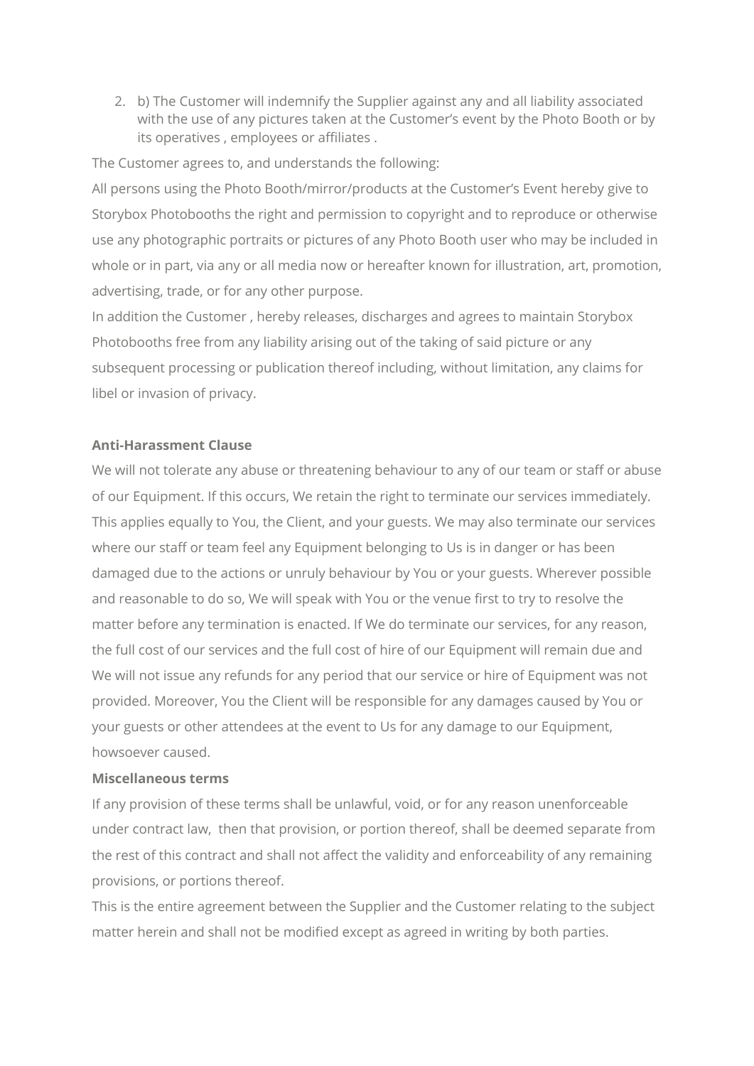2. b) The Customer will indemnify the Supplier against any and all liability associated with the use of any pictures taken at the Customer's event by the Photo Booth or by its operatives , employees or affiliates .

The Customer agrees to, and understands the following:

All persons using the Photo Booth/mirror/products at the Customer's Event hereby give to Storybox Photobooths the right and permission to copyright and to reproduce or otherwise use any photographic portraits or pictures of any Photo Booth user who may be included in whole or in part, via any or all media now or hereafter known for illustration, art, promotion, advertising, trade, or for any other purpose.

In addition the Customer , hereby releases, discharges and agrees to maintain Storybox Photobooths free from any liability arising out of the taking of said picture or any subsequent processing or publication thereof including, without limitation, any claims for libel or invasion of privacy.

**Anti-Harassment Clause**

We will not tolerate any abuse or threatening behaviour to any of our team or staff or abuse of our Equipment. If this occurs, We retain the right to terminate our services immediately. This applies equally to You, the Client, and your guests. We may also terminate our services where our staff or team feel any Equipment belonging to Us is in danger or has been damaged due to the actions or unruly behaviour by You or your guests. Wherever possible and reasonable to do so, We will speak with You or the venue first to try to resolve the matter before any termination is enacted. If We do terminate our services, for any reason, the full cost of our services and the full cost of hire of our Equipment will remain due and We will not issue any refunds for any period that our service or hire of Equipment was not provided. Moreover, You the Client will be responsible for any damages caused by You or your guests or other attendees at the event to Us for any damage to our Equipment, howsoever caused.

**Miscellaneous terms**

If any provision of these terms shall be unlawful, void, or for any reason unenforceable under contract law, then that provision, or portion thereof, shall be deemed separate from the rest of this contract and shall not affect the validity and enforceability of any remaining provisions, or portions thereof.

This is the entire agreement between the Supplier and the Customer relating to the subject matter herein and shall not be modified except as agreed in writing by both parties.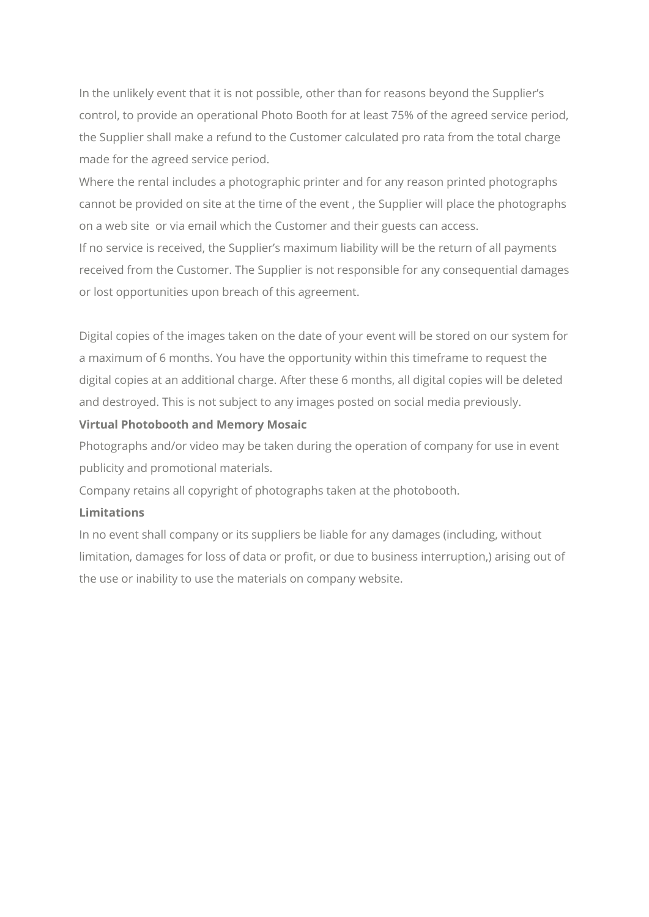In the unlikely event that it is not possible, other than for reasons beyond the Supplier's control, to provide an operational Photo Booth for at least 75% of the agreed service period, the Supplier shall make a refund to the Customer calculated pro rata from the total charge made for the agreed service period.

Where the rental includes a photographic printer and for any reason printed photographs cannot be provided on site at the time of the event , the Supplier will place the photographs on a web site or via email which the Customer and their guests can access.

If no service is received, the Supplier's maximum liability will be the return of all payments received from the Customer. The Supplier is not responsible for any consequential damages or lost opportunities upon breach of this agreement.

Digital copies of the images taken on the date of your event will be stored on our system for a maximum of 6 months. You have the opportunity within this timeframe to request the digital copies at an additional charge. After these 6 months, all digital copies will be deleted and destroyed. This is not subject to any images posted on social media previously.

**Virtual Photobooth and Memory Mosaic**

Photographs and/or video may be taken during the operation of company for use in event publicity and promotional materials.

Company retains all copyright of photographs taken at the photobooth.

**Limitations**

In no event shall company or its suppliers be liable for any damages (including, without limitation, damages for loss of data or profit, or due to business interruption,) arising out of the use or inability to use the materials on company website.